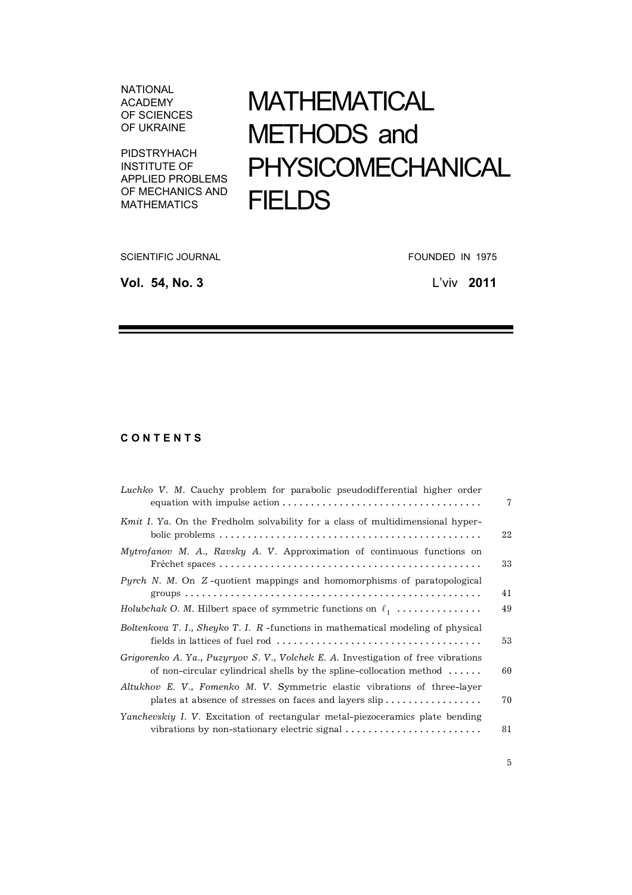NATIONAL ACADEMY OF SCIENCES OF UKRAINE

PIDSTRYHACH INSTITUTE OF APPLIED PROBLEMS OF MECHANICS AND MATHEMATICS

# MATHEMATICAL METHODS and PHYSICOMECHANICAL FIELDS

SCIENTIFIC JOURNAL FOUNDED IN 1975

**Vol. 54, No. 3** L'viv **2011**

## C O N T E N T S

| | |
|---|---|
| *Luchko V. M.* Cauchy problem for parabolic pseudodifferential higher order equation with impulse action . . . . . . . . . . . . . . . . . . . . . . . . . . . . . . . . . . | 7 |
| *Kmit I. Ya.* On the Fredholm solvability for a class of multidimensional hyperbolic problems . . . . . . . . . . . . . . . . . . . . . . . . . . . . . . . . . . . . . . . . . . . . . | 22 |
| *Mytrofanov M. A., Ravsky A. V.* Approximation of continuous functions on Fréchet spaces . . . . . . . . . . . . . . . . . . . . . . . . . . . . . . . . . . . . . . . . . . . . . | 33 |
| *Pyrch N. M.* On $Z$-quotient mappings and homomorphisms of paratopological groups . . . . . . . . . . . . . . . . . . . . . . . . . . . . . . . . . . . . . . . . . . . . . . . . . . | 41 |
| *Holubchak O. M.* Hilbert space of symmetric functions on $\ell_1$ . . . . . . . . . . . . . . | 49 |
| *Boltenkova T. I., Sheyko T. I.* $R$-functions in mathematical modeling of physical fields in lattices of fuel rod . . . . . . . . . . . . . . . . . . . . . . . . . . . . . . . . . . . | 53 |
| *Grigorenko A. Ya., Puzyryov S. V., Volchek E. A.* Investigation of free vibrations of non-circular cylindrical shells by the spline-collocation method . . . . . . | 60 |
| *Altukhov E. V., Fomenko M. V.* Symmetric elastic vibrations of three-layer plates at absence of stresses on faces and layers slip . . . . . . . . . . . . . . . . . | 70 |
| *Yanchevskiy I. V.* Excitation of rectangular metal-piezoceramics plate bending vibrations by non-stationary electric signal . . . . . . . . . . . . . . . . . . . . . . . . | 81 |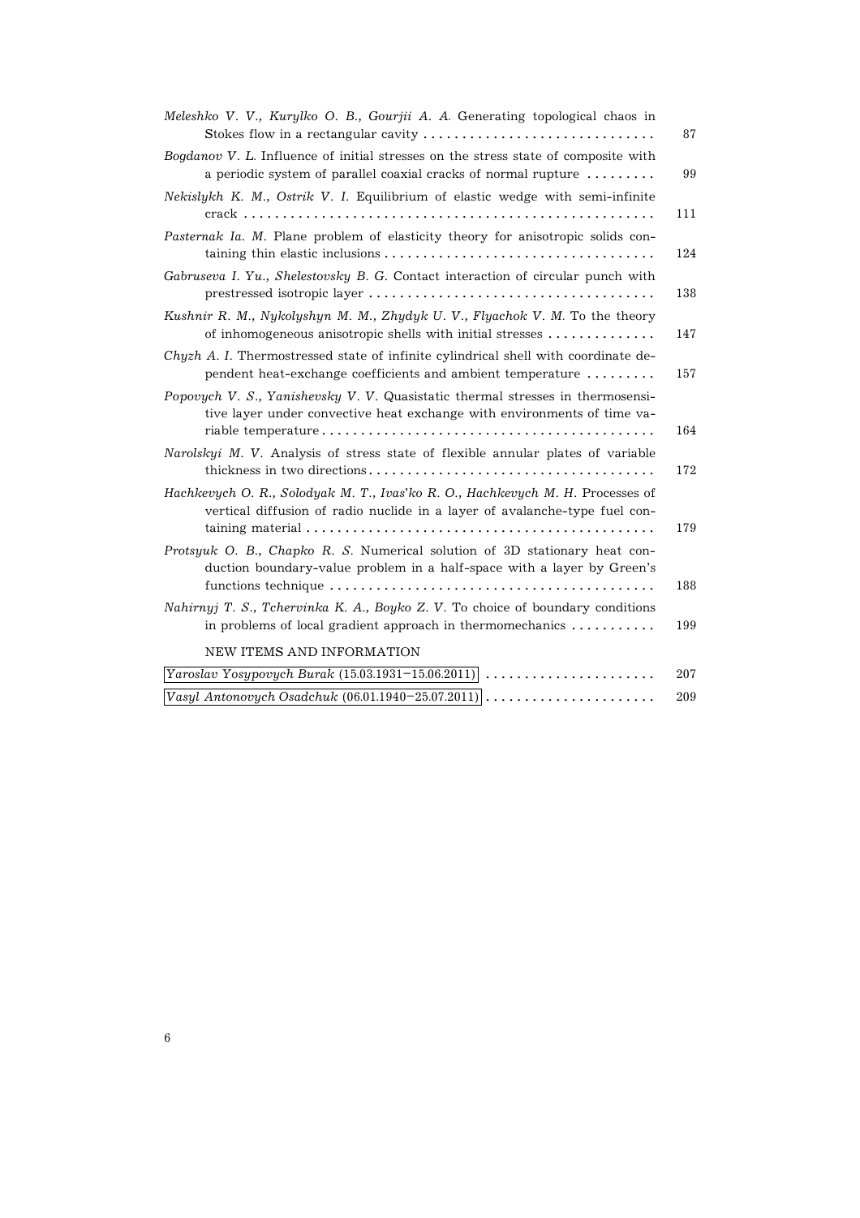*Meleshko V. V., Kurylko O. B., Gourjii A. A.* Generating topological chaos in Stokes flow in a rectangular cavity . . . . . . . . . . . . . . . . . . . . . . . . . . . . . . 87

*Bogdanov V. L.* Influence of initial stresses on the stress state of composite with a periodic system of parallel coaxial cracks of normal rupture . . . . . . . . . 99

*Nekislykh K. M., Ostrik V. I.* Equilibrium of elastic wedge with semi-infinite crack . . . . . . . . . . . . . . . . . . . . . . . . . . . . . . . . . . . . . . . . . . . . . . . . . . . . 111

*Pasternak Ia. M.* Plane problem of elasticity theory for anisotropic solids containing thin elastic inclusions . . . . . . . . . . . . . . . . . . . . . . . . . . . . . . . . . . 124

*Gabruseva I. Yu., Shelestovsky B. G.* Contact interaction of circular punch with prestressed isotropic layer . . . . . . . . . . . . . . . . . . . . . . . . . . . . . . . . . . . . . 138

*Kushnir R. M., Nykolyshyn M. M., Zhydyk U. V., Flyachok V. M.* To the theory of inhomogeneous anisotropic shells with initial stresses . . . . . . . . . . . . . . 147

*Chyzh A. I.* Thermostressed state of infinite cylindrical shell with coordinate dependent heat-exchange coefficients and ambient temperature . . . . . . . . . 157

*Popovych V. S., Yanishevsky V. V.* Quasistatic thermal stresses in thermosensitive layer under convective heat exchange with environments of time variable temperature . . . . . . . . . . . . . . . . . . . . . . . . . . . . . . . . . . . . . . . . . . 164

*Narolskyi M. V.* Analysis of stress state of flexible annular plates of variable thickness in two directions . . . . . . . . . . . . . . . . . . . . . . . . . . . . . . . . . . . . . 172

*Hachkevych O. R., Solodyak M. T., Ivas'ko R. O., Hachkevych M. H.* Processes of vertical diffusion of radio nuclide in a layer of avalanche-type fuel containing material . . . . . . . . . . . . . . . . . . . . . . . . . . . . . . . . . . . . . . . . . . . . 179

*Protsyuk O. B., Chapko R. S.* Numerical solution of 3D stationary heat conduction boundary-value problem in a half-space with a layer by Green's functions technique . . . . . . . . . . . . . . . . . . . . . . . . . . . . . . . . . . . . . . . . . 188

*Nahirnyj T. S., Tchervinka K. A., Boyko Z. V.* To choice of boundary conditions in problems of local gradient approach in thermomechanics . . . . . . . . . . . 199

NEW ITEMS AND INFORMATION

*Yaroslav Yosypovych Burak (15.03.1931–15.06.2011)* . . . . . . . . . . . . . . . . . . . . . . 207

*Vasyl Antonovych Osadchuk (06.01.1940–25.07.2011)* . . . . . . . . . . . . . . . . . . . . . . 209